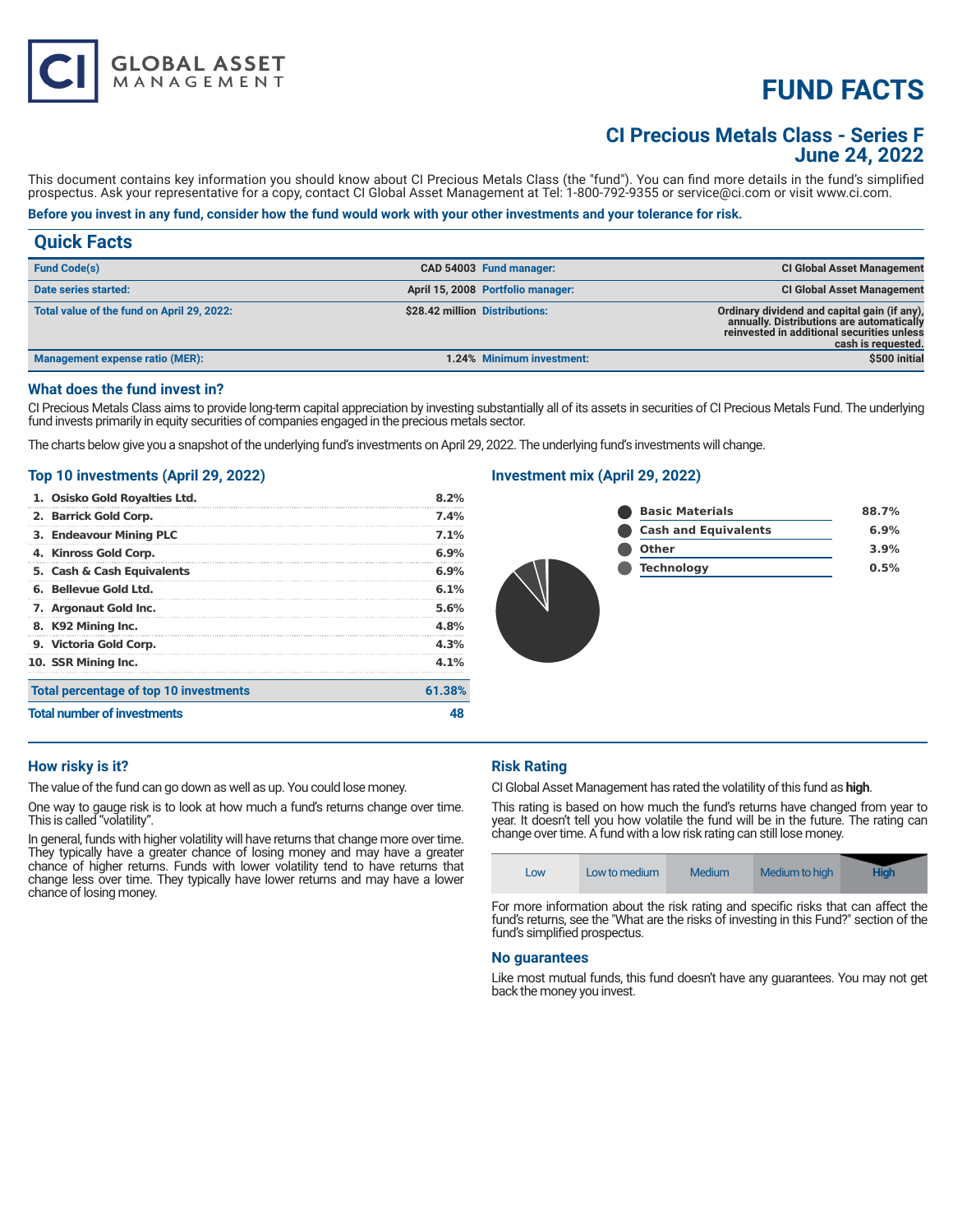# FUND FACTS

## CI Precious Metals Class - Series F
## June 24, 2022

This document contains key information you should know about CI Precious Metals Class (the "fund"). You can find more details in the fund's simplified prospectus. Ask your representative for a copy, contact CI Global Asset Management at Tel: 1-800-792-9355 or service@ci.com or visit www.ci.com.

**Before you invest in any fund, consider how the fund would work with your other investments and your tolerance for risk.**

## Quick Facts

| | | | |
|---|---|---|---|
| **Fund Code(s)** | CAD 54003 | **Fund manager:** | CI Global Asset Management |
| **Date series started:** | April 15, 2008 | **Portfolio manager:** | CI Global Asset Management |
| **Total value of the fund on April 29, 2022:** | $28.42 million | **Distributions:** | Ordinary dividend and capital gain (if any), annually. Distributions are automatically reinvested in additional securities unless cash is requested. |
| **Management expense ratio (MER):** | 1.24% | **Minimum investment:** | $500 initial |

### What does the fund invest in?

CI Precious Metals Class aims to provide long-term capital appreciation by investing substantially all of its assets in securities of CI Precious Metals Fund. The underlying fund invests primarily in equity securities of companies engaged in the precious metals sector.

The charts below give you a snapshot of the underlying fund's investments on April 29, 2022. The underlying fund's investments will change.

### Top 10 investments (April 29, 2022)

| | |
|---|---|
| 1. Osisko Gold Royalties Ltd. | 8.2% |
| 2. Barrick Gold Corp. | 7.4% |
| 3. Endeavour Mining PLC | 7.1% |
| 4. Kinross Gold Corp. | 6.9% |
| 5. Cash & Cash Equivalents | 6.9% |
| 6. Bellevue Gold Ltd. | 6.1% |
| 7. Argonaut Gold Inc. | 5.6% |
| 8. K92 Mining Inc. | 4.8% |
| 9. Victoria Gold Corp. | 4.3% |
| 10. SSR Mining Inc. | 4.1% |
| **Total percentage of top 10 investments** | **61.38%** |
| **Total number of investments** | **48** |

### Investment mix (April 29, 2022)

| | |
|---|---|
| Basic Materials | 88.7% |
| Cash and Equivalents | 6.9% |
| Other | 3.9% |
| Technology | 0.5% |

### How risky is it?

The value of the fund can go down as well as up. You could lose money.

One way to gauge risk is to look at how much a fund's returns change over time. This is called "volatility".

In general, funds with higher volatility will have returns that change more over time. They typically have a greater chance of losing money and may have a greater chance of higher returns. Funds with lower volatility tend to have returns that change less over time. They typically have lower returns and may have a lower chance of losing money.

### Risk Rating

CI Global Asset Management has rated the volatility of this fund as **high**.

This rating is based on how much the fund's returns have changed from year to year. It doesn't tell you how volatile the fund will be in the future. The rating can change over time. A fund with a low risk rating can still lose money.

| Low | Low to medium | Medium | Medium to high | **High** |
|---|---|---|---|---|

For more information about the risk rating and specific risks that can affect the fund's returns, see the "What are the risks of investing in this Fund?" section of the fund's simplified prospectus.

### No guarantees

Like most mutual funds, this fund doesn't have any guarantees. You may not get back the money you invest.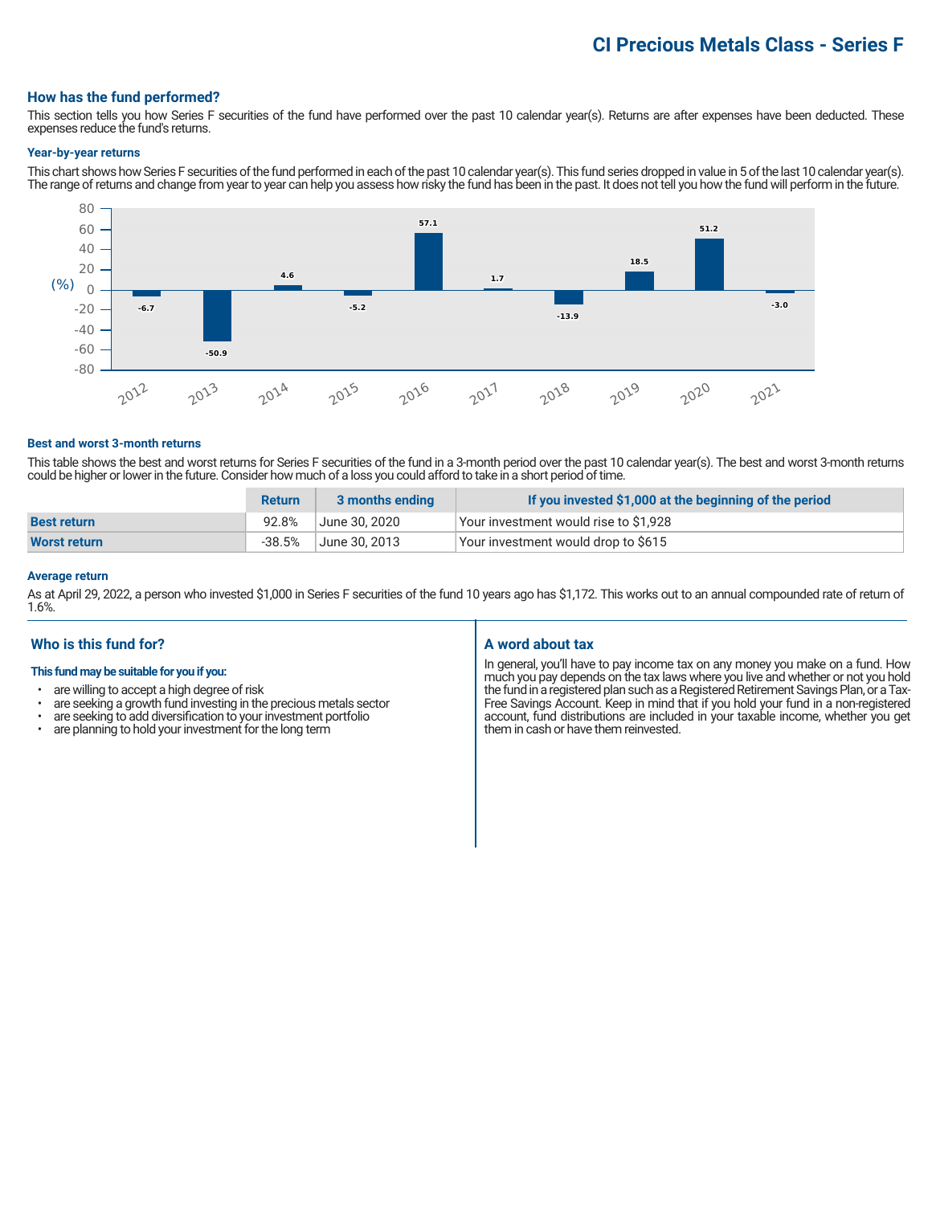# CI Precious Metals Class - Series F

## How has the fund performed?

This section tells you how Series F securities of the fund have performed over the past 10 calendar year(s). Returns are after expenses have been deducted. These expenses reduce the fund's returns.

### Year-by-year returns

This chart shows how Series F securities of the fund performed in each of the past 10 calendar year(s). This fund series dropped in value in 5 of the last 10 calendar year(s). The range of returns and change from year to year can help you assess how risky the fund has been in the past. It does not tell you how the fund will perform in the future.

| Year | 2012 | 2013 | 2014 | 2015 | 2016 | 2017 | 2018 | 2019 | 2020 | 2021 |
|---|---|---|---|---|---|---|---|---|---|---|
| Return (%) | -6.7 | -50.9 | 4.6 | -5.2 | 57.1 | 1.7 | -13.9 | 18.5 | 51.2 | -3.0 |

### Best and worst 3-month returns

This table shows the best and worst returns for Series F securities of the fund in a 3-month period over the past 10 calendar year(s). The best and worst 3-month returns could be higher or lower in the future. Consider how much of a loss you could afford to take in a short period of time.

| | Return | 3 months ending | If you invested $1,000 at the beginning of the period |
|---|---|---|---|
| **Best return** | 92.8% | June 30, 2020 | Your investment would rise to $1,928 |
| **Worst return** | -38.5% | June 30, 2013 | Your investment would drop to $615 |

### Average return

As at April 29, 2022, a person who invested $1,000 in Series F securities of the fund 10 years ago has $1,172. This works out to an annual compounded rate of return of 1.6%.

## Who is this fund for?

**This fund may be suitable for you if you:**

- are willing to accept a high degree of risk
- are seeking a growth fund investing in the precious metals sector
- are seeking to add diversification to your investment portfolio
- are planning to hold your investment for the long term

## A word about tax

In general, you'll have to pay income tax on any money you make on a fund. How much you pay depends on the tax laws where you live and whether or not you hold the fund in a registered plan such as a Registered Retirement Savings Plan, or a Tax-Free Savings Account. Keep in mind that if you hold your fund in a non-registered account, fund distributions are included in your taxable income, whether you get them in cash or have them reinvested.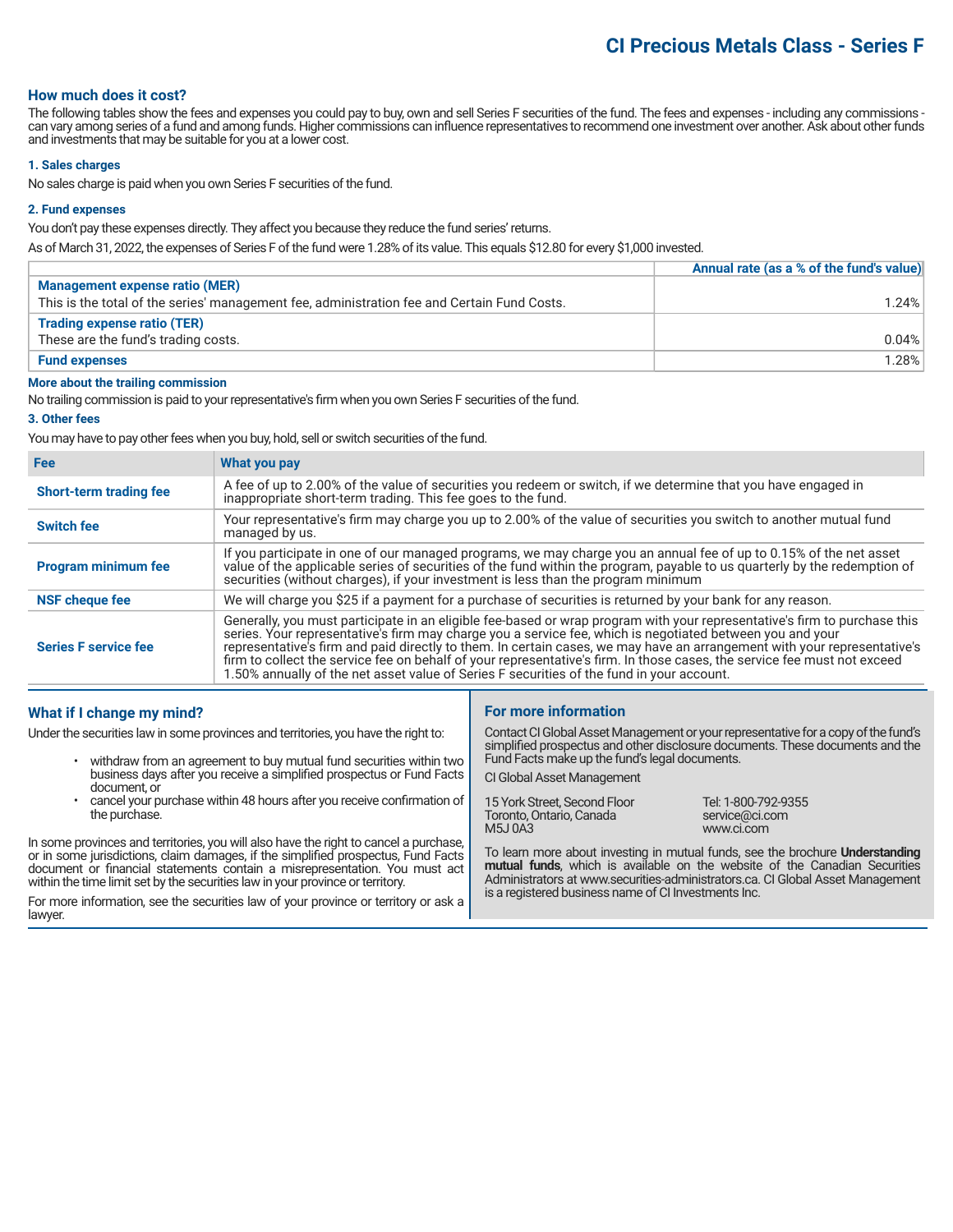## How much does it cost?

The following tables show the fees and expenses you could pay to buy, own and sell Series F securities of the fund. The fees and expenses - including any commissions - can vary among series of a fund and among funds. Higher commissions can influence representatives to recommend one investment over another. Ask about other funds and investments that may be suitable for you at a lower cost.

### 1. Sales charges

No sales charge is paid when you own Series F securities of the fund.

### 2. Fund expenses

You don't pay these expenses directly. They affect you because they reduce the fund series' returns.

As of March 31, 2022, the expenses of Series F of the fund were 1.28% of its value. This equals $12.80 for every $1,000 invested.

| | Annual rate (as a % of the fund's value) |
|---|---|
| **Management expense ratio (MER)**<br>This is the total of the series' management fee, administration fee and Certain Fund Costs. | 1.24% |
| **Trading expense ratio (TER)**<br>These are the fund's trading costs. | 0.04% |
| **Fund expenses** | 1.28% |

#### More about the trailing commission

No trailing commission is paid to your representative's firm when you own Series F securities of the fund.

### 3. Other fees

You may have to pay other fees when you buy, hold, sell or switch securities of the fund.

| Fee | What you pay |
|---|---|
| Short-term trading fee | A fee of up to 2.00% of the value of securities you redeem or switch, if we determine that you have engaged in inappropriate short-term trading. This fee goes to the fund. |
| Switch fee | Your representative's firm may charge you up to 2.00% of the value of securities you switch to another mutual fund managed by us. |
| Program minimum fee | If you participate in one of our managed programs, we may charge you an annual fee of up to 0.15% of the net asset value of the applicable series of securities of the fund within the program, payable to us quarterly by the redemption of securities (without charges), if your investment is less than the program minimum |
| NSF cheque fee | We will charge you $25 if a payment for a purchase of securities is returned by your bank for any reason. |
| Series F service fee | Generally, you must participate in an eligible fee-based or wrap program with your representative's firm to purchase this series. Your representative's firm may charge you a service fee, which is negotiated between you and your representative's firm and paid directly to them. In certain cases, we may have an arrangement with your representative's firm to collect the service fee on behalf of your representative's firm. In those cases, the service fee must not exceed 1.50% annually of the net asset value of Series F securities of the fund in your account. |

## What if I change my mind?

Under the securities law in some provinces and territories, you have the right to:

- withdraw from an agreement to buy mutual fund securities within two business days after you receive a simplified prospectus or Fund Facts document, or
- cancel your purchase within 48 hours after you receive confirmation of the purchase.

In some provinces and territories, you will also have the right to cancel a purchase, or in some jurisdictions, claim damages, if the simplified prospectus, Fund Facts document or financial statements contain a misrepresentation. You must act within the time limit set by the securities law in your province or territory.

For more information, see the securities law of your province or territory or ask a lawyer.

## For more information

Contact CI Global Asset Management or your representative for a copy of the fund's simplified prospectus and other disclosure documents. These documents and the Fund Facts make up the fund's legal documents.

CI Global Asset Management

15 York Street, Second Floor
Toronto, Ontario, Canada
M5J 0A3

Tel: 1-800-792-9355
service@ci.com
www.ci.com

To learn more about investing in mutual funds, see the brochure **Understanding mutual funds**, which is available on the website of the Canadian Securities Administrators at www.securities-administrators.ca. CI Global Asset Management is a registered business name of CI Investments Inc.